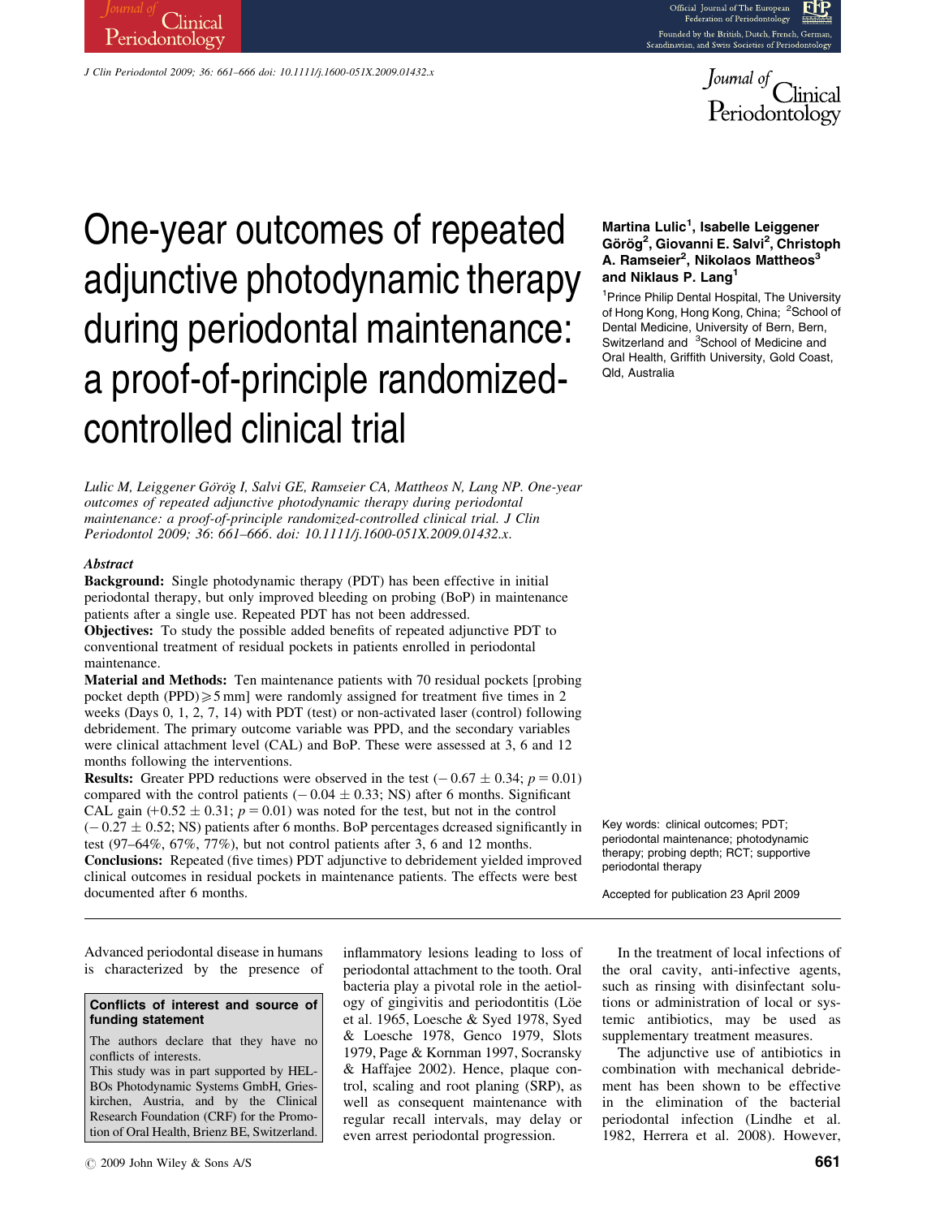# One-year outcomes of repeated adjunctive photodynamic therapy during periodontal maintenance: a proof-of-principle randomized-controlled clinical trial

**Martina Lulic[1], Isabelle Leiggener Görög[2], Giovanni E. Salvi[2], Christoph A. Ramseier[2], Nikolaos Mattheos[3] and Niklaus P. Lang[1]**

[1]Prince Philip Dental Hospital, The University of Hong Kong, Hong Kong, China; [2]School of Dental Medicine, University of Bern, Bern, Switzerland and [3]School of Medicine and Oral Health, Griffith University, Gold Coast, Qld, Australia

*Lulic M, Leiggener Görög I, Salvi GE, Ramseier CA, Mattheos N, Lang NP. One-year outcomes of repeated adjunctive photodynamic therapy during periodontal maintenance: a proof-of-principle randomized-controlled clinical trial. J Clin Periodontol 2009; 36: 661–666. doi: 10.1111/j.1600-051X.2009.01432.x.*

### *Abstract*

**Background:** Single photodynamic therapy (PDT) has been effective in initial periodontal therapy, but only improved bleeding on probing (BoP) in maintenance patients after a single use. Repeated PDT has not been addressed.

**Objectives:** To study the possible added benefits of repeated adjunctive PDT to conventional treatment of residual pockets in patients enrolled in periodontal maintenance.

**Material and Methods:** Ten maintenance patients with 70 residual pockets [probing pocket depth (PPD) $\geq$ 5 mm] were randomly assigned for treatment five times in 2 weeks (Days 0, 1, 2, 7, 14) with PDT (test) or non-activated laser (control) following debridement. The primary outcome variable was PPD, and the secondary variables were clinical attachment level (CAL) and BoP. These were assessed at 3, 6 and 12 months following the interventions.

**Results:** Greater PPD reductions were observed in the test ($-0.67 \pm 0.34$; $p = 0.01$) compared with the control patients ($-0.04 \pm 0.33$; NS) after 6 months. Significant CAL gain ($+0.52 \pm 0.31$; $p = 0.01$) was noted for the test, but not in the control ($-0.27 \pm 0.52$; NS) patients after 6 months. BoP percentages dcreased significantly in test (97–64%, 67%, 77%), but not control patients after 3, 6 and 12 months.

**Conclusions:** Repeated (five times) PDT adjunctive to debridement yielded improved clinical outcomes in residual pockets in maintenance patients. The effects were best documented after 6 months.

Key words: clinical outcomes; PDT; periodontal maintenance; photodynamic therapy; probing depth; RCT; supportive periodontal therapy

Accepted for publication 23 April 2009

**Conflicts of interest and source of funding statement**

The authors declare that they have no conflicts of interests.

This study was in part supported by HELBOs Photodynamic Systems GmbH, Grieskirchen, Austria, and by the Clinical Research Foundation (CRF) for the Promotion of Oral Health, Brienz BE, Switzerland.

Advanced periodontal disease in humans is characterized by the presence of inflammatory lesions leading to loss of periodontal attachment to the tooth. Oral bacteria play a pivotal role in the aetiology of gingivitis and periodontitis (Löe et al. 1965, Loesche & Syed 1978, Syed & Loesche 1978, Genco 1979, Slots 1979, Page & Kornman 1997, Socransky & Haffajee 2002). Hence, plaque control, scaling and root planing (SRP), as well as consequent maintenance with regular recall intervals, may delay or even arrest periodontal progression.

In the treatment of local infections of the oral cavity, anti-infective agents, such as rinsing with disinfectant solutions or administration of local or systemic antibiotics, may be used as supplementary treatment measures.

The adjunctive use of antibiotics in combination with mechanical debridement has been shown to be effective in the elimination of the bacterial periodontal infection (Lindhe et al. 1982, Herrera et al. 2008). However,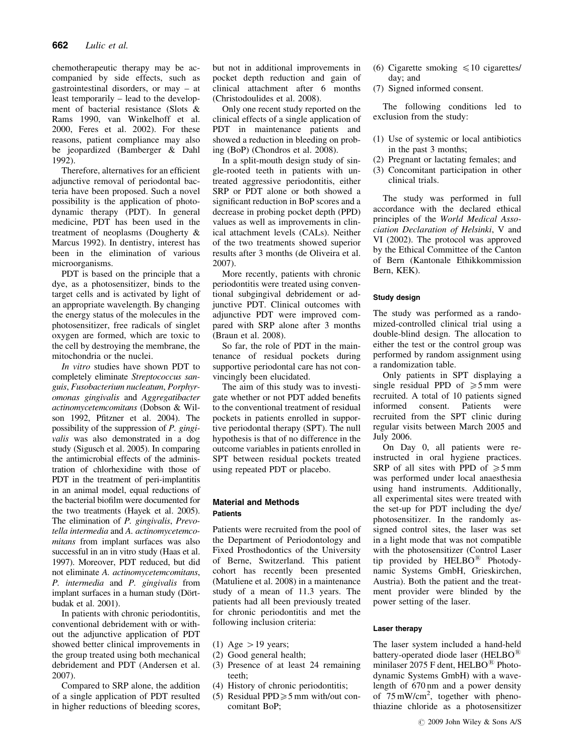chemotherapeutic therapy may be accompanied by side effects, such as gastrointestinal disorders, or may – at least temporarily – lead to the development of bacterial resistance (Slots & Rams 1990, van Winkelhoff et al. 2000, Feres et al. 2002). For these reasons, patient compliance may also be jeopardized (Bamberger & Dahl 1992).

Therefore, alternatives for an efficient adjunctive removal of periodontal bacteria have been proposed. Such a novel possibility is the application of photodynamic therapy (PDT). In general medicine, PDT has been used in the treatment of neoplasms (Dougherty & Marcus 1992). In dentistry, interest has been in the elimination of various microorganisms.

PDT is based on the principle that a dye, as a photosensitizer, binds to the target cells and is activated by light of an appropriate wavelength. By changing the energy status of the molecules in the photosensitizer, free radicals of singlet oxygen are formed, which are toxic to the cell by destroying the membrane, the mitochondria or the nuclei.

*In vitro* studies have shown PDT to completely eliminate *Streptococcus sanguis*, *Fusobacterium nucleatum*, *Porphyromonas gingivalis* and *Aggregatibacter actinomycetemcomitans* (Dobson & Wilson 1992, Pfitzner et al. 2004). The possibility of the suppression of *P. gingivalis* was also demonstrated in a dog study (Sigusch et al. 2005). In comparing the antimicrobial effects of the administration of chlorhexidine with those of PDT in the treatment of peri-implantitis in an animal model, equal reductions of the bacterial biofilm were documented for the two treatments (Hayek et al. 2005). The elimination of *P. gingivalis*, *Prevotella intermedia* and *A. actinomycetemcomitans* from implant surfaces was also successful in an in vitro study (Haas et al. 1997). Moreover, PDT reduced, but did not eliminate *A. actinomycetemcomitans*, *P. intermedia* and *P. gingivalis* from implant surfaces in a human study (Dörtbudak et al. 2001).

In patients with chronic periodontitis, conventional debridement with or without the adjunctive application of PDT showed better clinical improvements in the group treated using both mechanical debridement and PDT (Andersen et al. 2007).

Compared to SRP alone, the addition of a single application of PDT resulted in higher reductions of bleeding scores, but not in additional improvements in pocket depth reduction and gain of clinical attachment after 6 months (Christodoulides et al. 2008).

Only one recent study reported on the clinical effects of a single application of PDT in maintenance patients and showed a reduction in bleeding on probing (BoP) (Chondros et al. 2008).

In a split-mouth design study of single-rooted teeth in patients with untreated aggressive periodontitis, either SRP or PDT alone or both showed a significant reduction in BoP scores and a decrease in probing pocket depth (PPD) values as well as improvements in clinical attachment levels (CALs). Neither of the two treatments showed superior results after 3 months (de Oliveira et al. 2007).

More recently, patients with chronic periodontitis were treated using conventional subgingival debridement or adjunctive PDT. Clinical outcomes with adjunctive PDT were improved compared with SRP alone after 3 months (Braun et al. 2008).

So far, the role of PDT in the maintenance of residual pockets during supportive periodontal care has not convincingly been elucidated.

The aim of this study was to investigate whether or not PDT added benefits to the conventional treatment of residual pockets in patients enrolled in supportive periodontal therapy (SPT). The null hypothesis is that of no difference in the outcome variables in patients enrolled in SPT between residual pockets treated using repeated PDT or placebo.

## Material and Methods

### Patients

Patients were recruited from the pool of the Department of Periodontology and Fixed Prosthodontics of the University of Berne, Switzerland. This patient cohort has recently been presented (Matuliene et al. 2008) in a maintenance study of a mean of 11.3 years. The patients had all been previously treated for chronic periodontitis and met the following inclusion criteria:

(1) Age >19 years;
(2) Good general health;
(3) Presence of at least 24 remaining teeth;
(4) History of chronic periodontitis;
(5) Residual PPD ≥ 5 mm with/out concomitant BoP;
(6) Cigarette smoking ≤ 10 cigarettes/day; and
(7) Signed informed consent.

The following conditions led to exclusion from the study:

(1) Use of systemic or local antibiotics in the past 3 months;
(2) Pregnant or lactating females; and
(3) Concomitant participation in other clinical trials.

The study was performed in full accordance with the declared ethical principles of the *World Medical Association Declaration of Helsinki*, V and VI (2002). The protocol was approved by the Ethical Committee of the Canton of Bern (Kantonale Ethikkommission Bern, KEK).

### Study design

The study was performed as a randomized-controlled clinical trial using a double-blind design. The allocation to either the test or the control group was performed by random assignment using a randomization table.

Only patients in SPT displaying a single residual PPD of ≥ 5 mm were recruited. A total of 10 patients signed informed consent. Patients were recruited from the SPT clinic during regular visits between March 2005 and July 2006.

On Day 0, all patients were re-instructed in oral hygiene practices. SRP of all sites with PPD of ≥ 5 mm was performed under local anaesthesia using hand instruments. Additionally, all experimental sites were treated with the set-up for PDT including the dye/photosensitizer. In the randomly assigned control sites, the laser was set in a light mode that was not compatible with the photosensitizer (Control Laser tip provided by HELBO® Photodynamic Systems GmbH, Grieskirchen, Austria). Both the patient and the treatment provider were blinded by the power setting of the laser.

### Laser therapy

The laser system included a hand-held battery-operated diode laser (HELBO® minilaser 2075 F dent, HELBO® Photodynamic Systems GmbH) with a wavelength of 670 nm and a power density of 75 mW/cm$^2$, together with phenothiazine chloride as a photosensitizer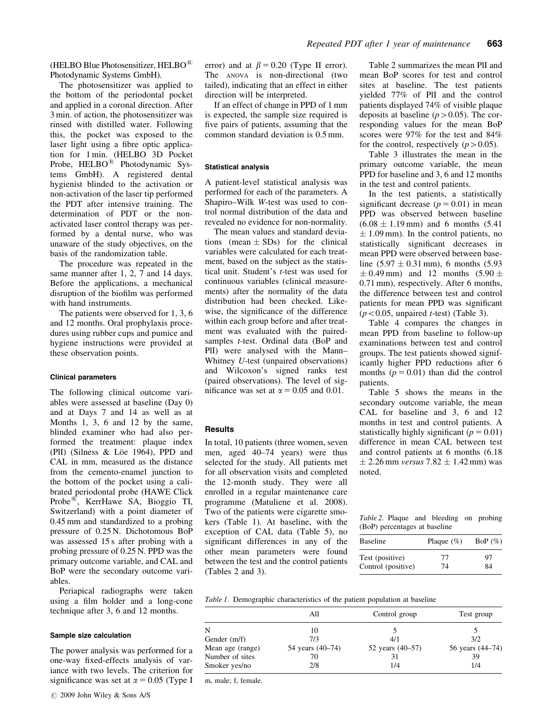(HELBO Blue Photosensitizer, HELBO® Photodynamic Systems GmbH).

The photosensitizer was applied to the bottom of the periodontal pocket and applied in a coronal direction. After 3 min. of action, the photosensitizer was rinsed with distilled water. Following this, the pocket was exposed to the laser light using a fibre optic application for 1 min. (HELBO 3D Pocket Probe, HELBO® Photodynamic Systems GmbH). A registered dental hygienist blinded to the activation or non-activation of the laser tip performed the PDT after intensive training. The determination of PDT or the non-activated laser control therapy was performed by a dental nurse, who was unaware of the study objectives, on the basis of the randomization table.

The procedure was repeated in the same manner after 1, 2, 7 and 14 days. Before the applications, a mechanical disruption of the biofilm was performed with hand instruments.

The patients were observed for 1, 3, 6 and 12 months. Oral prophylaxis procedures using rubber cups and pumice and hygiene instructions were provided at these observation points.

#### Clinical parameters

The following clinical outcome variables were assessed at baseline (Day 0) and at Days 7 and 14 as well as at Months 1, 3, 6 and 12 by the same, blinded examiner who had also performed the treatment: plaque index (PlI) (Silness & Löe 1964), PPD and CAL in mm, measured as the distance from the cemento-enamel junction to the bottom of the pocket using a calibrated periodontal probe (HAWE Click Probe®, KerrHawe SA, Bioggio TI, Switzerland) with a point diameter of 0.45 mm and standardized to a probing pressure of 0.25 N. Dichotomous BoP was assessed 15 s after probing with a probing pressure of 0.25 N. PPD was the primary outcome variable, and CAL and BoP were the secondary outcome variables.

Periapical radiographs were taken using a film holder and a long-cone technique after 3, 6 and 12 months.

#### Sample size calculation

The power analysis was performed for a one-way fixed-effects analysis of variance with two levels. The criterion for significance was set at $\alpha = 0.05$ (Type I error) and at $\beta = 0.20$ (Type II error). The ANOVA is non-directional (two tailed), indicating that an effect in either direction will be interpreted.

If an effect of change in PPD of 1 mm is expected, the sample size required is five pairs of patients, assuming that the common standard deviation is 0.5 mm.

#### Statistical analysis

A patient-level statistical analysis was performed for each of the parameters. A Shapiro–Wilk *W*-test was used to control normal distribution of the data and revealed no evidence for non-normality.

The mean values and standard deviations (mean $\pm$ SDs) for the clinical variables were calculated for each treatment, based on the subject as the statistical unit. Student's *t*-test was used for continuous variables (clinical measurements) after the normality of the data distribution had been checked. Likewise, the significance of the difference within each group before and after treatment was evaluated with the paired-samples *t*-test. Ordinal data (BoP and PlI) were analysed with the Mann–Whitney *U*-test (unpaired observations) and Wilcoxon's signed ranks test (paired observations). The level of significance was set at $\alpha = 0.05$ and 0.01.

## Results

In total, 10 patients (three women, seven men, aged 40–74 years) were thus selected for the study. All patients met for all observation visits and completed the 12-month study. They were all enrolled in a regular maintenance care programme (Matuliene et al. 2008). Two of the patients were cigarette smokers (Table 1). At baseline, with the exception of CAL data (Table 5), no significant differences in any of the other mean parameters were found between the test and the control patients (Tables 2 and 3).

Table 2 summarizes the mean PlI and mean BoP scores for test and control sites at baseline. The test patients yielded 77% of PlI and the control patients displayed 74% of visible plaque deposits at baseline ($p > 0.05$). The corresponding values for the mean BoP scores were 97% for the test and 84% for the control, respectively ($p > 0.05$).

Table 3 illustrates the mean in the primary outcome variable, the mean PPD for baseline and 3, 6 and 12 months in the test and control patients.

In the test patients, a statistically significant decrease ($p = 0.01$) in mean PPD was observed between baseline ($6.08 \pm 1.19$ mm) and 6 months ($5.41 \pm 1.09$ mm). In the control patients, no statistically significant decreases in mean PPD were observed between baseline ($5.97 \pm 0.31$ mm), 6 months ($5.93 \pm 0.49$ mm) and 12 months ($5.90 \pm 0.71$ mm), respectively. After 6 months, the difference between test and control patients for mean PPD was significant ($p < 0.05$, unpaired *t*-test) (Table 3).

Table 4 compares the changes in mean PPD from baseline to follow-up examinations between test and control groups. The test patients showed significantly higher PPD reductions after 6 months ($p = 0.01$) than did the control patients.

Table 5 shows the means in the secondary outcome variable, the mean CAL for baseline and 3, 6 and 12 months in test and control patients. A statistically highly significant ($p = 0.01$) difference in mean CAL between test and control patients at 6 months ($6.18 \pm 2.26$ mm *versus* $7.82 \pm 1.42$ mm) was noted.

*Table 2.* Plaque and bleeding on probing (BoP) percentages at baseline

| Baseline | Plaque (%) | BoP (%) |
|---|---|---|
| Test (positive) | 77 | 97 |
| Control (positive) | 74 | 84 |

*Table 1.* Demographic characteristics of the patient population at baseline

| | All | Control group | Test group |
|---|---|---|---|
| N | 10 | 5 | 5 |
| Gender (m/f) | 7/3 | 4/1 | 3/2 |
| Mean age (range) | 54 years (40–74) | 52 years (40–57) | 56 years (44–74) |
| Number of sites | 70 | 31 | 39 |
| Smoker yes/no | 2/8 | 1/4 | 1/4 |

m, male; f, female.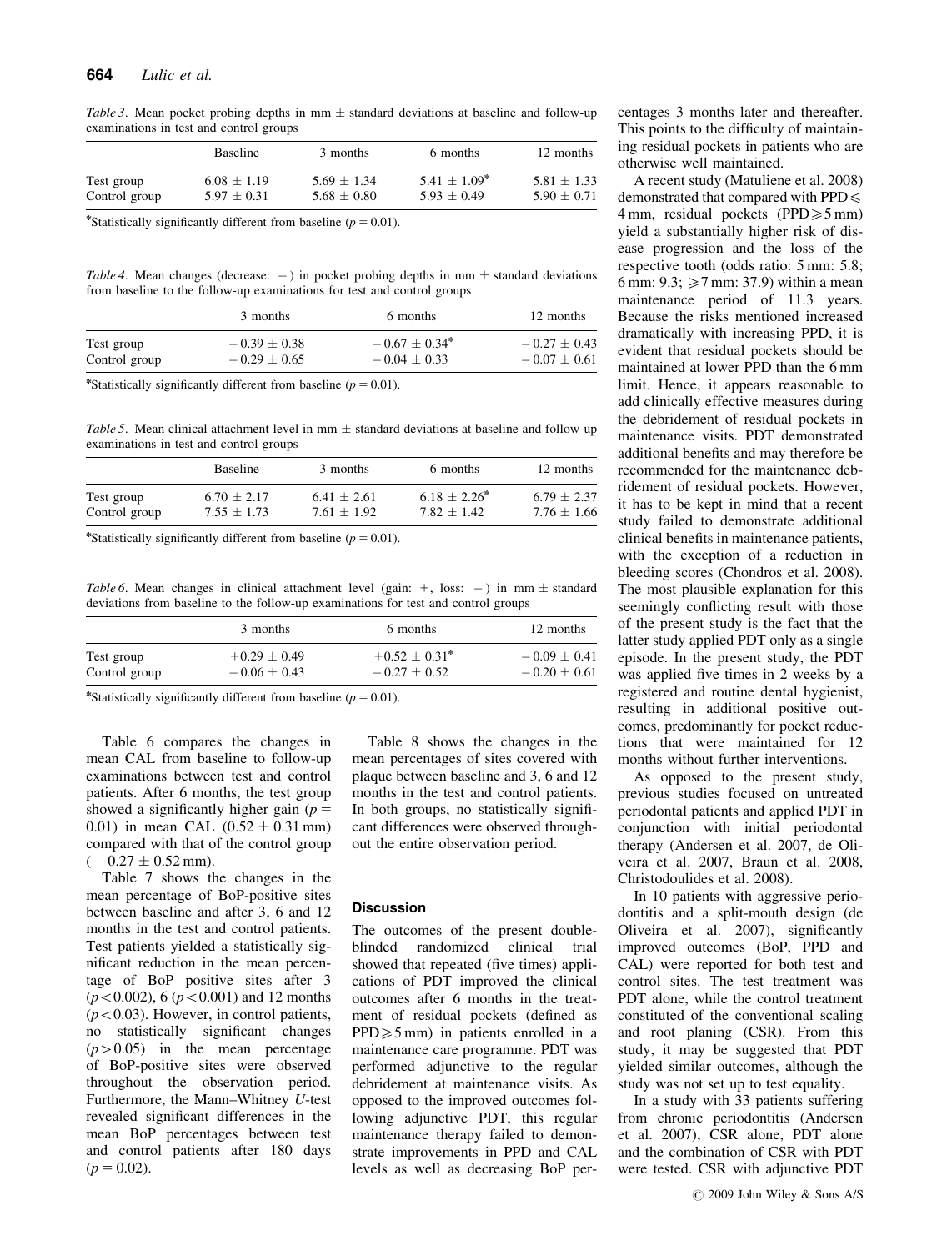*Table 3*. Mean pocket probing depths in mm ± standard deviations at baseline and follow-up examinations in test and control groups

| | Baseline | 3 months | 6 months | 12 months |
|---|---|---|---|---|
| Test group | 6.08 ± 1.19 | 5.69 ± 1.34 | 5.41 ± 1.09* | 5.81 ± 1.33 |
| Control group | 5.97 ± 0.31 | 5.68 ± 0.80 | 5.93 ± 0.49 | 5.90 ± 0.71 |

*Statistically significantly different from baseline ($p = 0.01$).

*Table 4*. Mean changes (decrease: −) in pocket probing depths in mm ± standard deviations from baseline to the follow-up examinations for test and control groups

| | 3 months | 6 months | 12 months |
|---|---|---|---|
| Test group | −0.39 ± 0.38 | −0.67 ± 0.34* | −0.27 ± 0.43 |
| Control group | −0.29 ± 0.65 | −0.04 ± 0.33 | −0.07 ± 0.61 |

*Statistically significantly different from baseline ($p = 0.01$).

*Table 5*. Mean clinical attachment level in mm ± standard deviations at baseline and follow-up examinations in test and control groups

| | Baseline | 3 months | 6 months | 12 months |
|---|---|---|---|---|
| Test group | 6.70 ± 2.17 | 6.41 ± 2.61 | 6.18 ± 2.26* | 6.79 ± 2.37 |
| Control group | 7.55 ± 1.73 | 7.61 ± 1.92 | 7.82 ± 1.42 | 7.76 ± 1.66 |

*Statistically significantly different from baseline ($p = 0.01$).

*Table 6*. Mean changes in clinical attachment level (gain: +, loss: −) in mm ± standard deviations from baseline to the follow-up examinations for test and control groups

| | 3 months | 6 months | 12 months |
|---|---|---|---|
| Test group | +0.29 ± 0.49 | +0.52 ± 0.31* | −0.09 ± 0.41 |
| Control group | −0.06 ± 0.43 | −0.27 ± 0.52 | −0.20 ± 0.61 |

*Statistically significantly different from baseline ($p = 0.01$).

Table 6 compares the changes in mean CAL from baseline to follow-up examinations between test and control patients. After 6 months, the test group showed a significantly higher gain ($p = 0.01$) in mean CAL (0.52 ± 0.31 mm) compared with that of the control group (−0.27 ± 0.52 mm).

Table 7 shows the changes in the mean percentage of BoP-positive sites between baseline and after 3, 6 and 12 months in the test and control patients. Test patients yielded a statistically significant reduction in the mean percentage of BoP positive sites after 3 ($p < 0.002$), 6 ($p < 0.001$) and 12 months ($p < 0.03$). However, in control patients, no statistically significant changes ($p > 0.05$) in the mean percentage of BoP-positive sites were observed throughout the observation period. Furthermore, the Mann–Whitney *U*-test revealed significant differences in the mean BoP percentages between test and control patients after 180 days ($p = 0.02$).

Table 8 shows the changes in the mean percentages of sites covered with plaque between baseline and 3, 6 and 12 months in the test and control patients. In both groups, no statistically significant differences were observed throughout the entire observation period.

## Discussion

The outcomes of the present double-blinded randomized clinical trial showed that repeated (five times) applications of PDT improved the clinical outcomes after 6 months in the treatment of residual pockets (defined as PPD ≥ 5 mm) in patients enrolled in a maintenance care programme. PDT was performed adjunctive to the regular debridement at maintenance visits. As opposed to the improved outcomes following adjunctive PDT, this regular maintenance therapy failed to demonstrate improvements in PPD and CAL levels as well as decreasing BoP percentages 3 months later and thereafter. This points to the difficulty of maintaining residual pockets in patients who are otherwise well maintained.

A recent study (Matuliene et al. 2008) demonstrated that compared with PPD ≤ 4 mm, residual pockets (PPD ≥ 5 mm) yield a substantially higher risk of disease progression and the loss of the respective tooth (odds ratio: 5 mm: 5.8; 6 mm: 9.3; ≥ 7 mm: 37.9) within a mean maintenance period of 11.3 years. Because the risks mentioned increased dramatically with increasing PPD, it is evident that residual pockets should be maintained at lower PPD than the 6 mm limit. Hence, it appears reasonable to add clinically effective measures during the debridement of residual pockets in maintenance visits. PDT demonstrated additional benefits and may therefore be recommended for the maintenance debridement of residual pockets. However, it has to be kept in mind that a recent study failed to demonstrate additional clinical benefits in maintenance patients, with the exception of a reduction in bleeding scores (Chondros et al. 2008). The most plausible explanation for this seemingly conflicting result with those of the present study is the fact that the latter study applied PDT only as a single episode. In the present study, the PDT was applied five times in 2 weeks by a registered and routine dental hygienist, resulting in additional positive outcomes, predominantly for pocket reductions that were maintained for 12 months without further interventions.

As opposed to the present study, previous studies focused on untreated periodontal patients and applied PDT in conjunction with initial periodontal therapy (Andersen et al. 2007, de Oliveira et al. 2007, Braun et al. 2008, Christodoulides et al. 2008).

In 10 patients with aggressive periodontitis and a split-mouth design (de Oliveira et al. 2007), significantly improved outcomes (BoP, PPD and CAL) were reported for both test and control sites. The test treatment was PDT alone, while the control treatment constituted of the conventional scaling and root planing (CSR). From this study, it may be suggested that PDT yielded similar outcomes, although the study was not set up to test equality.

In a study with 33 patients suffering from chronic periodontitis (Andersen et al. 2007), CSR alone, PDT alone and the combination of CSR with PDT were tested. CSR with adjunctive PDT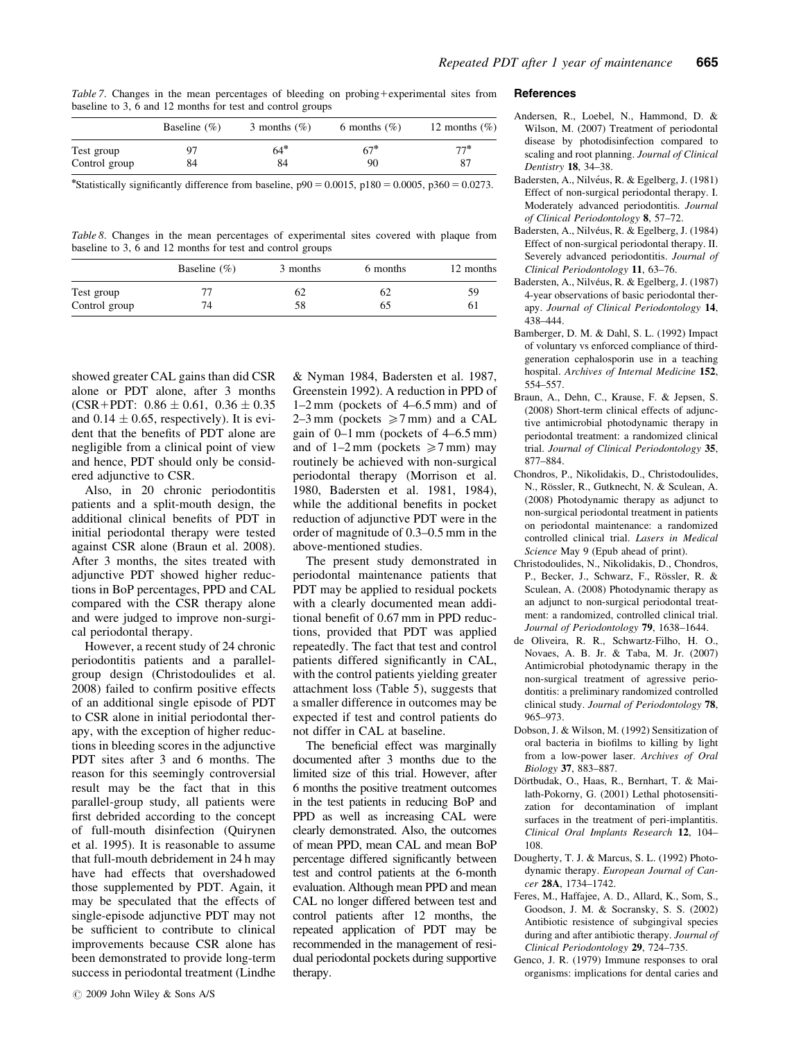*Table 7.* Changes in the mean percentages of bleeding on probing+experimental sites from baseline to 3, 6 and 12 months for test and control groups

| | Baseline (%) | 3 months (%) | 6 months (%) | 12 months (%) |
|---|---|---|---|---|
| Test group | 97 | 64* | 67* | 77* |
| Control group | 84 | 84 | 90 | 87 |

*Statistically significantly difference from baseline, p90 = 0.0015, p180 = 0.0005, p360 = 0.0273.

*Table 8.* Changes in the mean percentages of experimental sites covered with plaque from baseline to 3, 6 and 12 months for test and control groups

| | Baseline (%) | 3 months | 6 months | 12 months |
|---|---|---|---|---|
| Test group | 77 | 62 | 62 | 59 |
| Control group | 74 | 58 | 65 | 61 |

showed greater CAL gains than did CSR alone or PDT alone, after 3 months (CSR+PDT: $0.86 \pm 0.61$, $0.36 \pm 0.35$ and $0.14 \pm 0.65$, respectively). It is evident that the benefits of PDT alone are negligible from a clinical point of view and hence, PDT should only be considered adjunctive to CSR.

Also, in 20 chronic periodontitis patients and a split-mouth design, the additional clinical benefits of PDT in initial periodontal therapy were tested against CSR alone (Braun et al. 2008). After 3 months, the sites treated with adjunctive PDT showed higher reductions in BoP percentages, PPD and CAL compared with the CSR therapy alone and were judged to improve non-surgical periodontal therapy.

However, a recent study of 24 chronic periodontitis patients and a parallel-group design (Christodoulides et al. 2008) failed to confirm positive effects of an additional single episode of PDT to CSR alone in initial periodontal therapy, with the exception of higher reductions in bleeding scores in the adjunctive PDT sites after 3 and 6 months. The reason for this seemingly controversial result may be the fact that in this parallel-group study, all patients were first debrided according to the concept of full-mouth disinfection (Quirynen et al. 1995). It is reasonable to assume that full-mouth debridement in 24 h may have had effects that overshadowed those supplemented by PDT. Again, it may be speculated that the effects of single-episode adjunctive PDT may not be sufficient to contribute to clinical improvements because CSR alone has been demonstrated to provide long-term success in periodontal treatment (Lindhe & Nyman 1984, Badersten et al. 1987, Greenstein 1992). A reduction in PPD of 1–2 mm (pockets of 4–6.5 mm) and of 2–3 mm (pockets $\geqslant$7 mm) and a CAL gain of 0–1 mm (pockets of 4–6.5 mm) and of 1–2 mm (pockets $\geqslant$7 mm) may routinely be achieved with non-surgical periodontal therapy (Morrison et al. 1980, Badersten et al. 1981, 1984), while the additional benefits in pocket reduction of adjunctive PDT were in the order of magnitude of 0.3–0.5 mm in the above-mentioned studies.

The present study demonstrated in periodontal maintenance patients that PDT may be applied to residual pockets with a clearly documented mean additional benefit of 0.67 mm in PPD reductions, provided that PDT was applied repeatedly. The fact that test and control patients differed significantly in CAL, with the control patients yielding greater attachment loss (Table 5), suggests that a smaller difference in outcomes may be expected if test and control patients do not differ in CAL at baseline.

The beneficial effect was marginally documented after 3 months due to the limited size of this trial. However, after 6 months the positive treatment outcomes in the test patients in reducing BoP and PPD as well as increasing CAL were clearly demonstrated. Also, the outcomes of mean PPD, mean CAL and mean BoP percentage differed significantly between test and control patients at the 6-month evaluation. Although mean PPD and mean CAL no longer differed between test and control patients after 12 months, the repeated application of PDT may be recommended in the management of residual periodontal pockets during supportive therapy.

## References

Andersen, R., Loebel, N., Hammond, D. & Wilson, M. (2007) Treatment of periodontal disease by photodisinfection compared to scaling and root planning. *Journal of Clinical Dentistry* **18**, 34–38.

Badersten, A., Nilvéus, R. & Egelberg, J. (1981) Effect of non-surgical periodontal therapy. I. Moderately advanced periodontitis. *Journal of Clinical Periodontology* **8**, 57–72.

Badersten, A., Nilvéus, R. & Egelberg, J. (1984) Effect of non-surgical periodontal therapy. II. Severely advanced periodontitis. *Journal of Clinical Periodontology* **11**, 63–76.

Badersten, A., Nilvéus, R. & Egelberg, J. (1987) 4-year observations of basic periodontal therapy. *Journal of Clinical Periodontology* **14**, 438–444.

Bamberger, D. M. & Dahl, S. L. (1992) Impact of voluntary vs enforced compliance of third-generation cephalosporin use in a teaching hospital. *Archives of Internal Medicine* **152**, 554–557.

Braun, A., Dehn, C., Krause, F. & Jepsen, S. (2008) Short-term clinical effects of adjunctive antimicrobial photodynamic therapy in periodontal treatment: a randomized clinical trial. *Journal of Clinical Periodontology* **35**, 877–884.

Chondros, P., Nikolidakis, D., Christodoulides, N., Rössler, R., Gutknecht, N. & Sculean, A. (2008) Photodynamic therapy as adjunct to non-surgical periodontal treatment in patients on periodontal maintenance: a randomized controlled clinical trial. *Lasers in Medical Science* May 9 (Epub ahead of print).

Christodoulides, N., Nikolidakis, D., Chondros, P., Becker, J., Schwarz, F., Rössler, R. & Sculean, A. (2008) Photodynamic therapy as an adjunct to non-surgical periodontal treatment: a randomized, controlled clinical trial. *Journal of Periodontology* **79**, 1638–1644.

de Oliveira, R. R., Schwartz-Filho, H. O., Novaes, A. B. Jr. & Taba, M. Jr. (2007) Antimicrobial photodynamic therapy in the non-surgical treatment of agressive periodontitis: a preliminary randomized controlled clinical study. *Journal of Periodontology* **78**, 965–973.

Dobson, J. & Wilson, M. (1992) Sensitization of oral bacteria in biofilms to killing by light from a low-power laser. *Archives of Oral Biology* **37**, 883–887.

Dörtbudak, O., Haas, R., Bernhart, T. & Mailath-Pokorny, G. (2001) Lethal photosensitization for decontamination of implant surfaces in the treatment of peri-implantitis. *Clinical Oral Implants Research* **12**, 104–108.

Dougherty, T. J. & Marcus, S. L. (1992) Photodynamic therapy. *European Journal of Cancer* **28A**, 1734–1742.

Feres, M., Haffajee, A. D., Allard, K., Som, S., Goodson, J. M. & Socransky, S. S. (2002) Antibiotic resistence of subgingival species during and after antibiotic therapy. *Journal of Clinical Periodontology* **29**, 724–735.

Genco, J. R. (1979) Immune responses to oral organisms: implications for dental caries and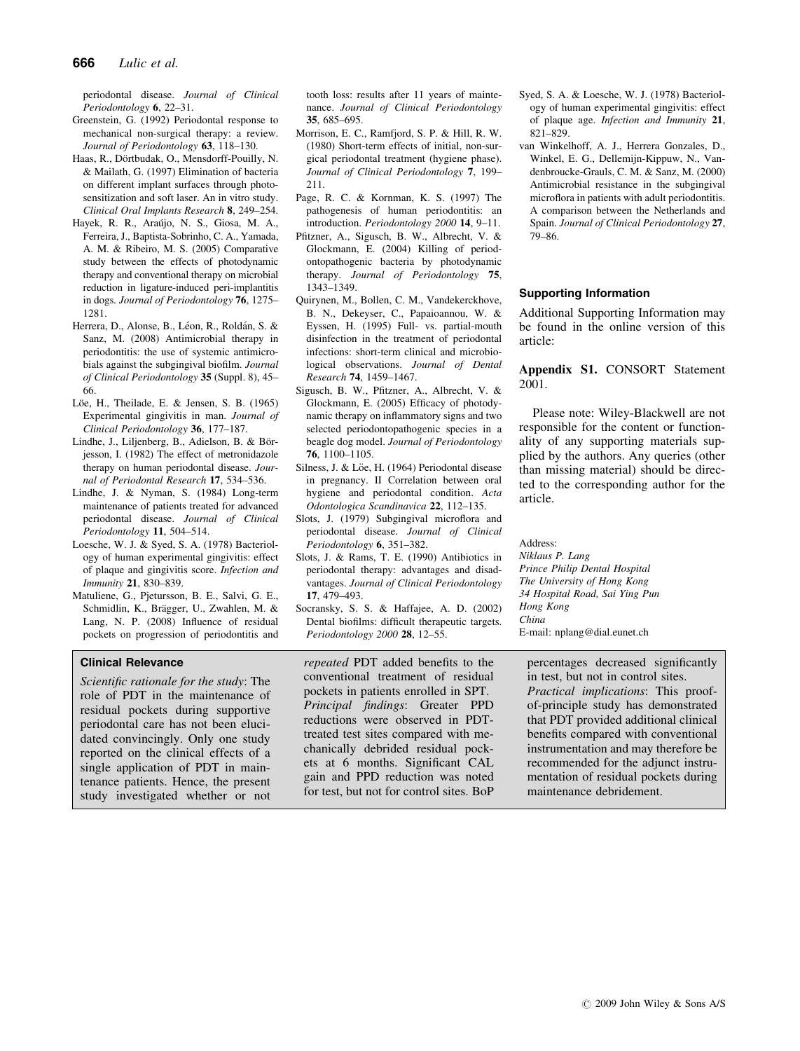periodontal disease. *Journal of Clinical Periodontology* **6**, 22–31.

Greenstein, G. (1992) Periodontal response to mechanical non-surgical therapy: a review. *Journal of Periodontology* **63**, 118–130.

Haas, R., Dörtbudak, O., Mensdorff-Pouilly, N. & Mailath, G. (1997) Elimination of bacteria on different implant surfaces through photosensitization and soft laser. An in vitro study. *Clinical Oral Implants Research* **8**, 249–254.

Hayek, R. R., Araújo, N. S., Giosa, M. A., Ferreira, J., Baptista-Sobrinho, C. A., Yamada, A. M. & Ribeiro, M. S. (2005) Comparative study between the effects of photodynamic therapy and conventional therapy on microbial reduction in ligature-induced peri-implantitis in dogs. *Journal of Periodontology* **76**, 1275–1281.

Herrera, D., Alonse, B., Léon, R., Roldán, S. & Sanz, M. (2008) Antimicrobial therapy in periodontitis: the use of systemic antimicrobials against the subgingival biofilm. *Journal of Clinical Periodontology* **35** (Suppl. 8), 45–66.

Löe, H., Theilade, E. & Jensen, S. B. (1965) Experimental gingivitis in man. *Journal of Clinical Periodontology* **36**, 177–187.

Lindhe, J., Liljenberg, B., Adielson, B. & Börjesson, I. (1982) The effect of metronidazole therapy on human periodontal disease. *Journal of Periodontal Research* **17**, 534–536.

Lindhe, J. & Nyman, S. (1984) Long-term maintenance of patients treated for advanced periodontal disease. *Journal of Clinical Periodontology* **11**, 504–514.

Loesche, W. J. & Syed, S. A. (1978) Bacteriology of human experimental gingivitis: effect of plaque and gingivitis score. *Infection and Immunity* **21**, 830–839.

Matuliene, G., Pjetursson, B. E., Salvi, G. E., Schmidlin, K., Brägger, U., Zwahlen, M. & Lang, N. P. (2008) Influence of residual pockets on progression of periodontitis and tooth loss: results after 11 years of maintenance. *Journal of Clinical Periodontology* **35**, 685–695.

Morrison, E. C., Ramfjord, S. P. & Hill, R. W. (1980) Short-term effects of initial, non-surgical periodontal treatment (hygiene phase). *Journal of Clinical Periodontology* **7**, 199–211.

Page, R. C. & Kornman, K. S. (1997) The pathogenesis of human periodontitis: an introduction. *Periodontology 2000* **14**, 9–11.

Pfitzner, A., Sigusch, B. W., Albrecht, V. & Glockmann, E. (2004) Killing of periodontopathogenic bacteria by photodynamic therapy. *Journal of Periodontology* **75**, 1343–1349.

Quirynen, M., Bollen, C. M., Vandekerckhove, B. N., Dekeyser, C., Papaioannou, W. & Eyssen, H. (1995) Full- vs. partial-mouth disinfection in the treatment of periodontal infections: short-term clinical and microbiological observations. *Journal of Dental Research* **74**, 1459–1467.

Sigusch, B. W., Pfitzner, A., Albrecht, V. & Glockmann, E. (2005) Efficacy of photodynamic therapy on inflammatory signs and two selected periodontopathogenic species in a beagle dog model. *Journal of Periodontology* **76**, 1100–1105.

Silness, J. & Löe, H. (1964) Periodontal disease in pregnancy. II Correlation between oral hygiene and periodontal condition. *Acta Odontologica Scandinavica* **22**, 112–135.

Slots, J. (1979) Subgingival microflora and periodontal disease. *Journal of Clinical Periodontology* **6**, 351–382.

Slots, J. & Rams, T. E. (1990) Antibiotics in periodontal therapy: advantages and disadvantages. *Journal of Clinical Periodontology* **17**, 479–493.

Socransky, S. S. & Haffajee, A. D. (2002) Dental biofilms: difficult therapeutic targets. *Periodontology 2000* **28**, 12–55.

Syed, S. A. & Loesche, W. J. (1978) Bacteriology of human experimental gingivitis: effect of plaque age. *Infection and Immunity* **21**, 821–829.

van Winkelhoff, A. J., Herrera Gonzales, D., Winkel, E. G., Dellemijn-Kippuw, N., Vandenbroucke-Grauls, C. M. & Sanz, M. (2000) Antimicrobial resistance in the subgingival microflora in patients with adult periodontitis. A comparison between the Netherlands and Spain. *Journal of Clinical Periodontology* **27**, 79–86.

### Supporting Information

Additional Supporting Information may be found in the online version of this article:

**Appendix S1.** CONSORT Statement 2001.

Please note: Wiley-Blackwell are not responsible for the content or functionality of any supporting materials supplied by the authors. Any queries (other than missing material) should be directed to the corresponding author for the article.

Address:
*Niklaus P. Lang*
*Prince Philip Dental Hospital*
*The University of Hong Kong*
*34 Hospital Road, Sai Ying Pun*
*Hong Kong*
*China*
E-mail: nplang@dial.eunet.ch

### Clinical Relevance

*Scientific rationale for the study*: The role of PDT in the maintenance of residual pockets during supportive periodontal care has not been elucidated convincingly. Only one study reported on the clinical effects of a single application of PDT in maintenance patients. Hence, the present study investigated whether or not *repeated* PDT added benefits to the conventional treatment of residual pockets in patients enrolled in SPT.

*Principal findings*: Greater PPD reductions were observed in PDT-treated test sites compared with mechanically debrided residual pockets at 6 months. Significant CAL gain and PPD reduction was noted for test, but not for control sites. BoP percentages decreased significantly in test, but not in control sites.

*Practical implications*: This proof-of-principle study has demonstrated that PDT provided additional clinical benefits compared with conventional instrumentation and may therefore be recommended for the adjunct instrumentation of residual pockets during maintenance debridement.